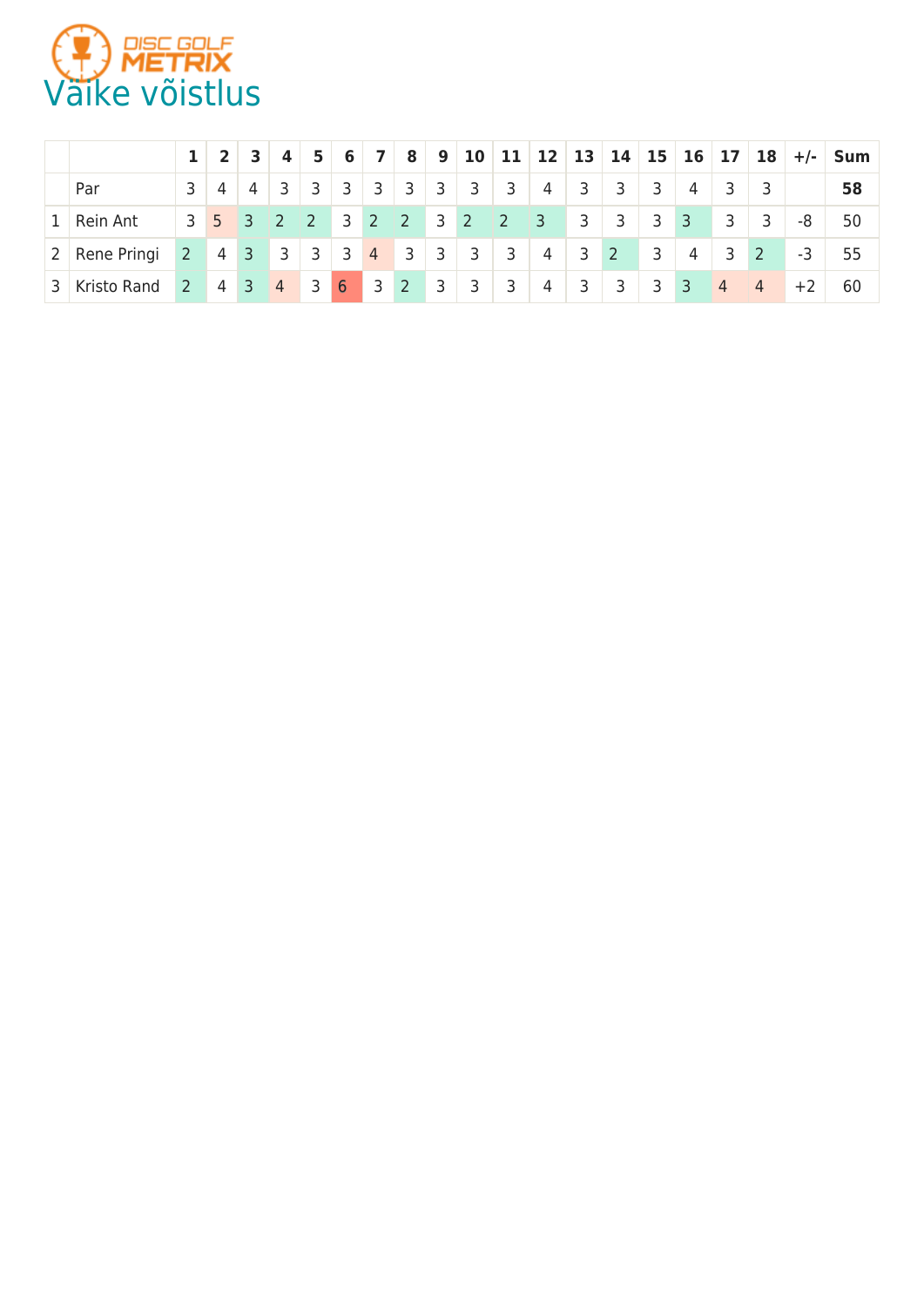DISC GOLF METRIX

# Väike võistlus

| | | 1 | 2 | 3 | 4 | 5 | 6 | 7 | 8 | 9 | 10 | 11 | 12 | 13 | 14 | 15 | 16 | 17 | 18 | +/- | Sum |
|---|---|---|---|---|---|---|---|---|---|---|---|---|---|---|---|---|---|---|---|---|---|
| | Par | 3 | 4 | 4 | 3 | 3 | 3 | 3 | 3 | 3 | 3 | 3 | 4 | 3 | 3 | 3 | 4 | 3 | 3 | | **58** |
| 1 | Rein Ant | 3 | 5 | 3 | 2 | 2 | 3 | 2 | 2 | 3 | 2 | 2 | 3 | 3 | 3 | 3 | 3 | 3 | 3 | -8 | 50 |
| 2 | Rene Pringi | 2 | 4 | 3 | 3 | 3 | 3 | 4 | 3 | 3 | 3 | 3 | 4 | 3 | 2 | 3 | 4 | 3 | 2 | -3 | 55 |
| 3 | Kristo Rand | 2 | 4 | 3 | 4 | 3 | 6 | 3 | 2 | 3 | 3 | 3 | 4 | 3 | 3 | 3 | 3 | 4 | 4 | +2 | 60 |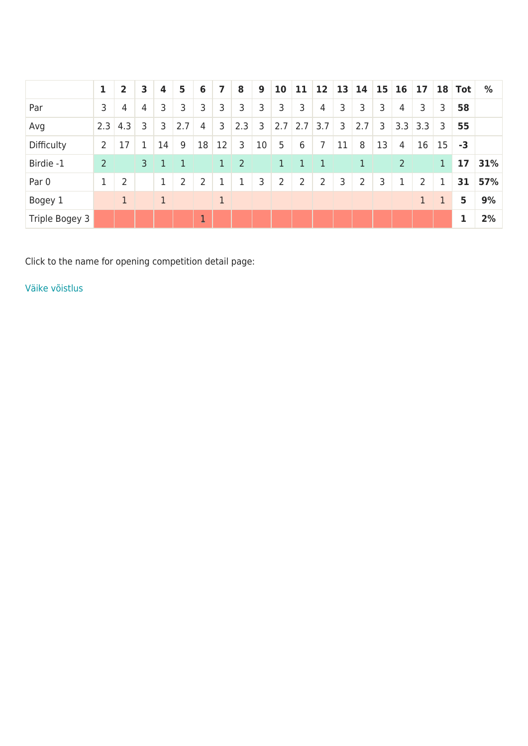| | 1 | 2 | 3 | 4 | 5 | 6 | 7 | 8 | 9 | 10 | 11 | 12 | 13 | 14 | 15 | 16 | 17 | 18 | Tot | % |
|---|---|---|---|---|---|---|---|---|---|---|---|---|---|---|---|---|---|---|---|---|
| Par | 3 | 4 | 4 | 3 | 3 | 3 | 3 | 3 | 3 | 3 | 3 | 4 | 3 | 3 | 3 | 4 | 3 | 3 | **58** | |
| Avg | 2.3 | 4.3 | 3 | 3 | 2.7 | 4 | 3 | 2.3 | 3 | 2.7 | 2.7 | 3.7 | 3 | 2.7 | 3 | 3.3 | 3.3 | 3 | **55** | |
| Difficulty | 2 | 17 | 1 | 14 | 9 | 18 | 12 | 3 | 10 | 5 | 6 | 7 | 11 | 8 | 13 | 4 | 16 | 15 | **-3** | |
| Birdie -1 | 2 | | 3 | 1 | 1 | | 1 | 2 | | 1 | 1 | 1 | | 1 | | 2 | | 1 | **17** | **31%** |
| Par 0 | 1 | 2 | | 1 | 2 | 2 | 1 | 1 | 3 | 2 | 2 | 2 | 3 | 2 | 3 | 1 | 2 | 1 | **31** | **57%** |
| Bogey 1 | | 1 | | 1 | | | 1 | | | | | | | | | | 1 | 1 | **5** | **9%** |
| Triple Bogey 3 | | | | | | 1 | | | | | | | | | | | | | **1** | **2%** |

Click to the name for opening competition detail page:

Väike võistlus